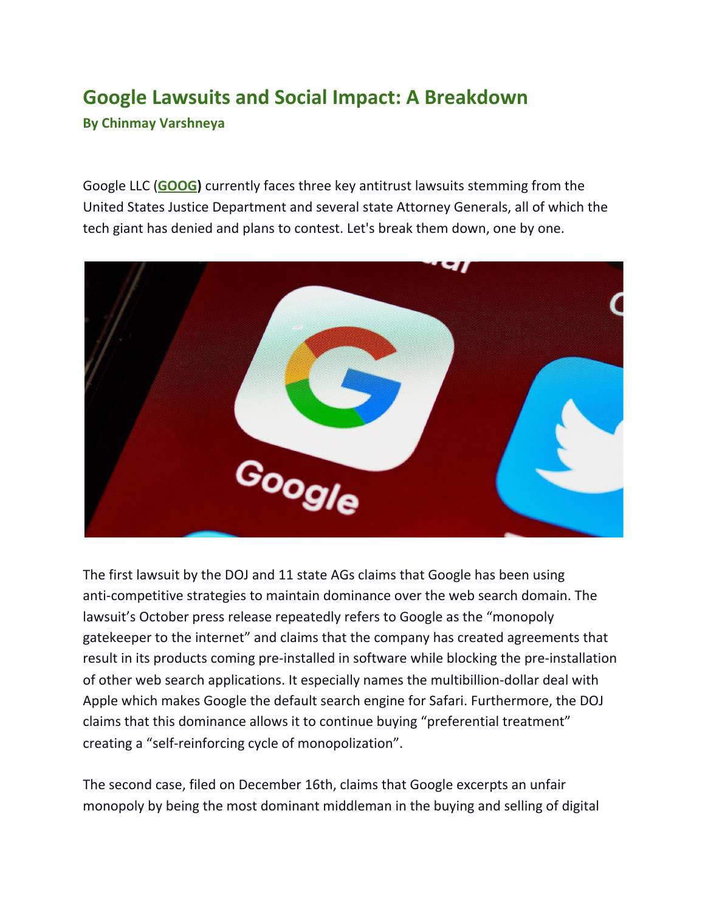# Google Lawsuits and Social Impact: A Breakdown

**By Chinmay Varshneya**

Google LLC (**GOOG)** currently faces three key antitrust lawsuits stemming from the United States Justice Department and several state Attorney Generals, all of which the tech giant has denied and plans to contest. Let's break them down, one by one.

The first lawsuit by the DOJ and 11 state AGs claims that Google has been using anti-competitive strategies to maintain dominance over the web search domain. The lawsuit's October press release repeatedly refers to Google as the "monopoly gatekeeper to the internet" and claims that the company has created agreements that result in its products coming pre-installed in software while blocking the pre-installation of other web search applications. It especially names the multibillion-dollar deal with Apple which makes Google the default search engine for Safari. Furthermore, the DOJ claims that this dominance allows it to continue buying "preferential treatment" creating a "self-reinforcing cycle of monopolization".

The second case, filed on December 16th, claims that Google excerpts an unfair monopoly by being the most dominant middleman in the buying and selling of digital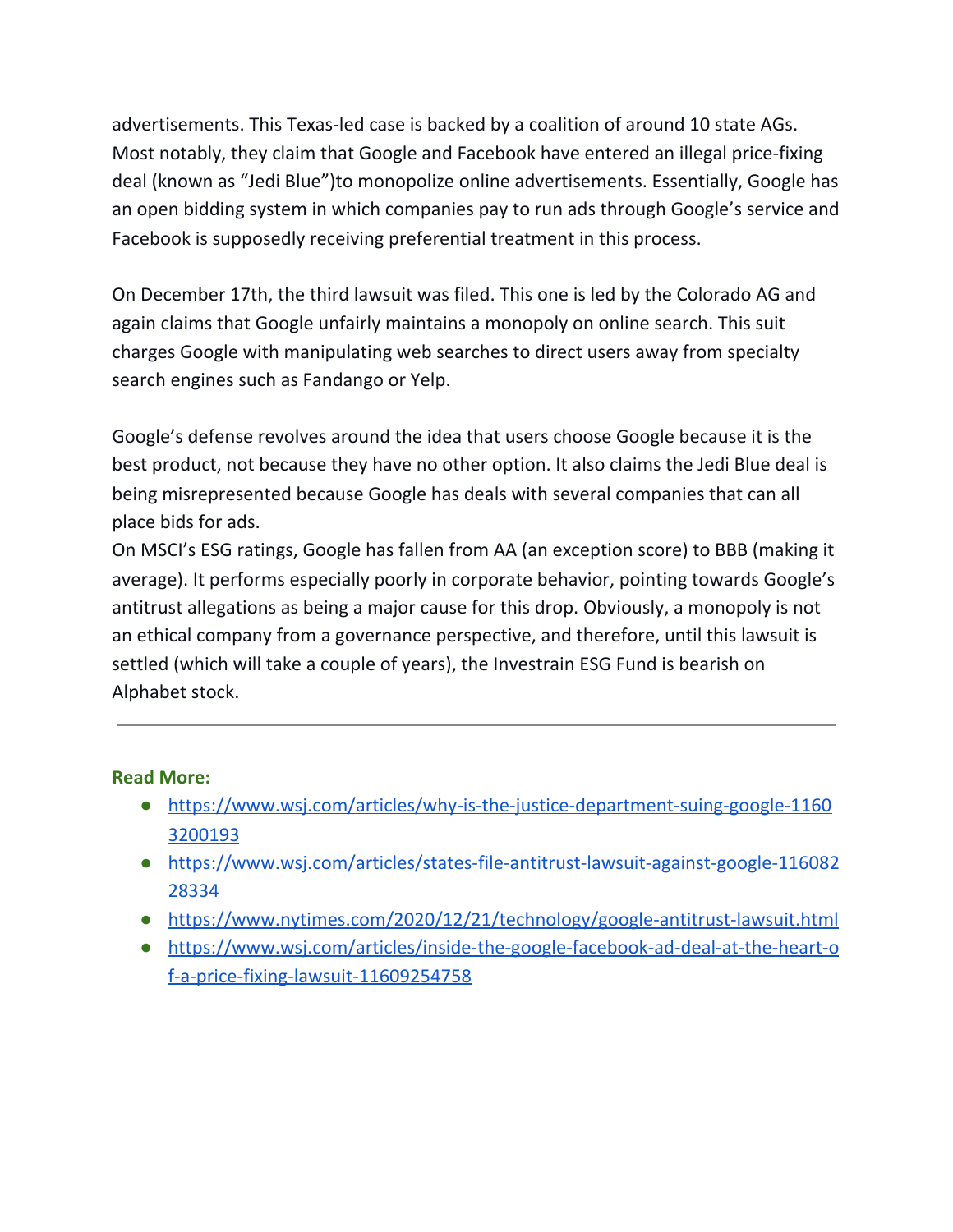advertisements. This Texas-led case is backed by a coalition of around 10 state AGs. Most notably, they claim that Google and Facebook have entered an illegal price-fixing deal (known as "Jedi Blue")to monopolize online advertisements. Essentially, Google has an open bidding system in which companies pay to run ads through Google's service and Facebook is supposedly receiving preferential treatment in this process.

On December 17th, the third lawsuit was filed. This one is led by the Colorado AG and again claims that Google unfairly maintains a monopoly on online search. This suit charges Google with manipulating web searches to direct users away from specialty search engines such as Fandango or Yelp.

Google's defense revolves around the idea that users choose Google because it is the best product, not because they have no other option. It also claims the Jedi Blue deal is being misrepresented because Google has deals with several companies that can all place bids for ads.

On MSCI's ESG ratings, Google has fallen from AA (an exception score) to BBB (making it average). It performs especially poorly in corporate behavior, pointing towards Google's antitrust allegations as being a major cause for this drop. Obviously, a monopoly is not an ethical company from a governance perspective, and therefore, until this lawsuit is settled (which will take a couple of years), the Investrain ESG Fund is bearish on Alphabet stock.

---

**Read More:**

- https://www.wsj.com/articles/why-is-the-justice-department-suing-google-11603200193
- https://www.wsj.com/articles/states-file-antitrust-lawsuit-against-google-11608228334
- https://www.nytimes.com/2020/12/21/technology/google-antitrust-lawsuit.html
- https://www.wsj.com/articles/inside-the-google-facebook-ad-deal-at-the-heart-of-a-price-fixing-lawsuit-11609254758